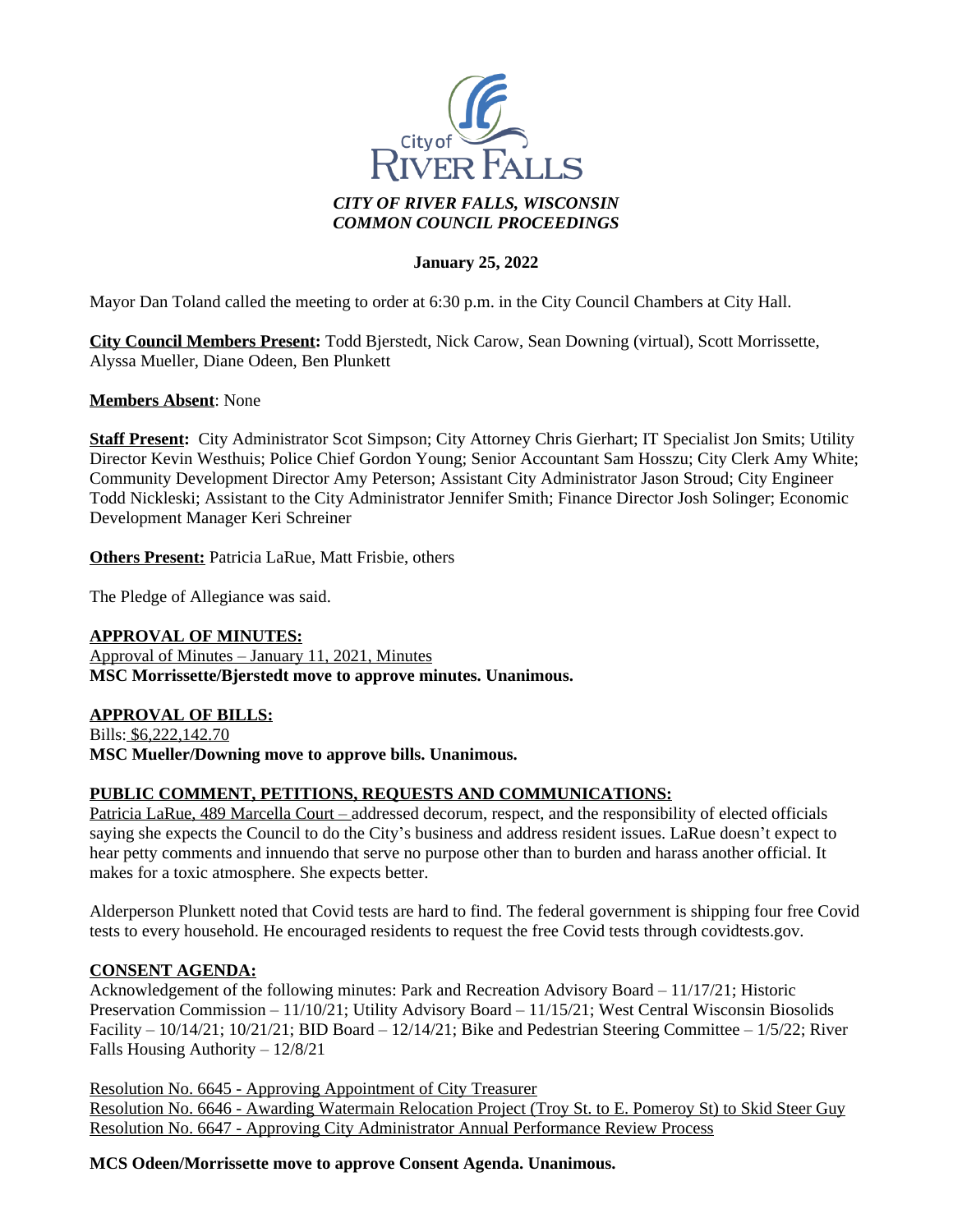*CITY OF RIVER FALLS, WISCONSIN*
*COMMON COUNCIL PROCEEDINGS*

**January 25, 2022**

Mayor Dan Toland called the meeting to order at 6:30 p.m. in the City Council Chambers at City Hall.

**City Council Members Present:** Todd Bjerstedt, Nick Carow, Sean Downing (virtual), Scott Morrissette, Alyssa Mueller, Diane Odeen, Ben Plunkett

**Members Absent**: None

**Staff Present:** City Administrator Scot Simpson; City Attorney Chris Gierhart; IT Specialist Jon Smits; Utility Director Kevin Westhuis; Police Chief Gordon Young; Senior Accountant Sam Hosszu; City Clerk Amy White; Community Development Director Amy Peterson; Assistant City Administrator Jason Stroud; City Engineer Todd Nickleski; Assistant to the City Administrator Jennifer Smith; Finance Director Josh Solinger; Economic Development Manager Keri Schreiner

**Others Present:** Patricia LaRue, Matt Frisbie, others

The Pledge of Allegiance was said.

**APPROVAL OF MINUTES:**
Approval of Minutes – January 11, 2021, Minutes
**MSC Morrissette/Bjerstedt move to approve minutes. Unanimous.**

**APPROVAL OF BILLS:**
Bills: $6,222,142.70
**MSC Mueller/Downing move to approve bills. Unanimous.**

**PUBLIC COMMENT, PETITIONS, REQUESTS AND COMMUNICATIONS:**
Patricia LaRue, 489 Marcella Court – addressed decorum, respect, and the responsibility of elected officials saying she expects the Council to do the City's business and address resident issues. LaRue doesn't expect to hear petty comments and innuendo that serve no purpose other than to burden and harass another official. It makes for a toxic atmosphere. She expects better.

Alderperson Plunkett noted that Covid tests are hard to find. The federal government is shipping four free Covid tests to every household. He encouraged residents to request the free Covid tests through covidtests.gov.

**CONSENT AGENDA:**
Acknowledgement of the following minutes: Park and Recreation Advisory Board – 11/17/21; Historic Preservation Commission – 11/10/21; Utility Advisory Board – 11/15/21; West Central Wisconsin Biosolids Facility – 10/14/21; 10/21/21; BID Board – 12/14/21; Bike and Pedestrian Steering Committee – 1/5/22; River Falls Housing Authority – 12/8/21

Resolution No. 6645 - Approving Appointment of City Treasurer
Resolution No. 6646 - Awarding Watermain Relocation Project (Troy St. to E. Pomeroy St) to Skid Steer Guy
Resolution No. 6647 - Approving City Administrator Annual Performance Review Process

**MCS Odeen/Morrissette move to approve Consent Agenda. Unanimous.**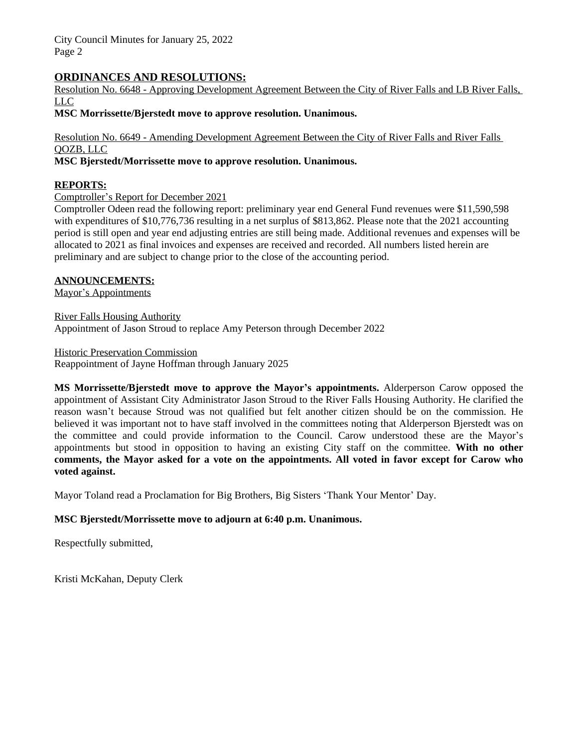## ORDINANCES AND RESOLUTIONS:

Resolution No. 6648 - Approving Development Agreement Between the City of River Falls and LB River Falls, LLC

**MSC Morrissette/Bjerstedt move to approve resolution. Unanimous.**

Resolution No. 6649 - Amending Development Agreement Between the City of River Falls and River Falls QOZB, LLC

**MSC Bjerstedt/Morrissette move to approve resolution. Unanimous.**

## REPORTS:

Comptroller's Report for December 2021

Comptroller Odeen read the following report: preliminary year end General Fund revenues were $11,590,598 with expenditures of $10,776,736 resulting in a net surplus of $813,862. Please note that the 2021 accounting period is still open and year end adjusting entries are still being made. Additional revenues and expenses will be allocated to 2021 as final invoices and expenses are received and recorded. All numbers listed herein are preliminary and are subject to change prior to the close of the accounting period.

## ANNOUNCEMENTS:

Mayor's Appointments

River Falls Housing Authority

Appointment of Jason Stroud to replace Amy Peterson through December 2022

Historic Preservation Commission

Reappointment of Jayne Hoffman through January 2025

**MS Morrissette/Bjerstedt move to approve the Mayor's appointments.** Alderperson Carow opposed the appointment of Assistant City Administrator Jason Stroud to the River Falls Housing Authority. He clarified the reason wasn't because Stroud was not qualified but felt another citizen should be on the commission. He believed it was important not to have staff involved in the committees noting that Alderperson Bjerstedt was on the committee and could provide information to the Council. Carow understood these are the Mayor's appointments but stood in opposition to having an existing City staff on the committee. **With no other comments, the Mayor asked for a vote on the appointments. All voted in favor except for Carow who voted against.**

Mayor Toland read a Proclamation for Big Brothers, Big Sisters 'Thank Your Mentor' Day.

**MSC Bjerstedt/Morrissette move to adjourn at 6:40 p.m. Unanimous.**

Respectfully submitted,

Kristi McKahan, Deputy Clerk